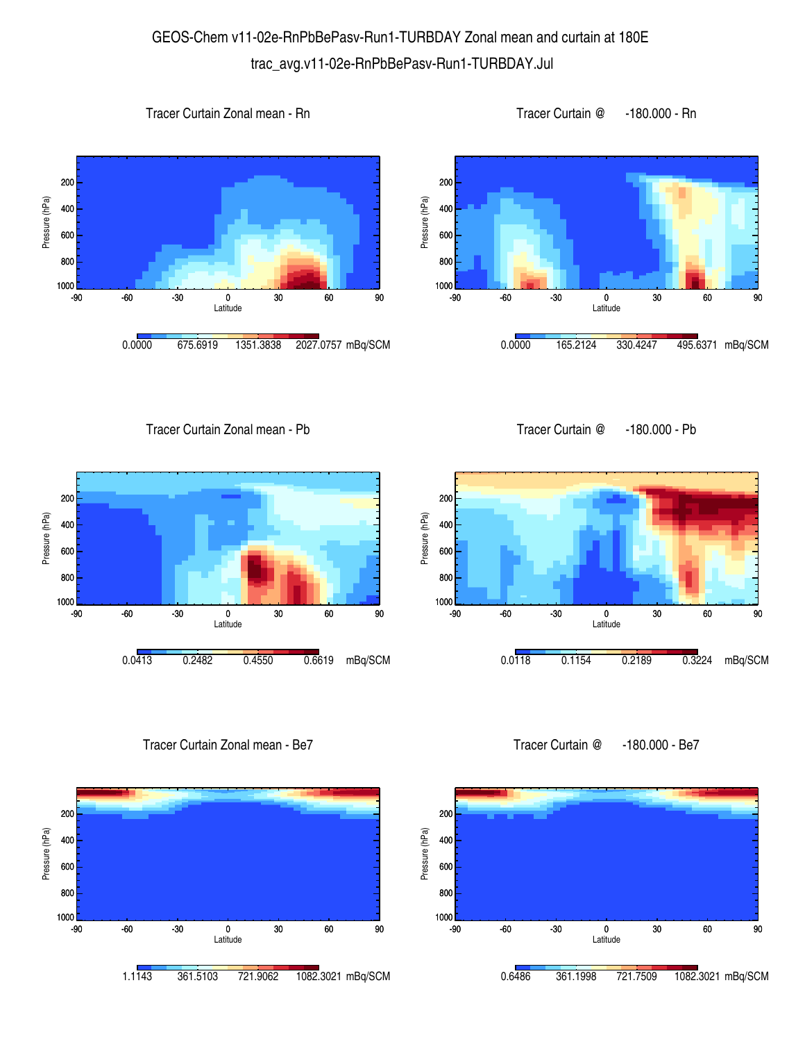# GEOS-Chem v11-02e-RnPbBePasv-Run1-TURBDAY Zonal mean and curtain at 180E

## trac_avg.v11-02e-RnPbBePasv-Run1-TURBDAY.Jul

### Tracer Curtain Zonal mean - Rn

Pressure (hPa): 200, 400, 600, 800, 1000

Latitude: -90, -60, -30, 0, 30, 60, 90

0.0000 675.6919 1351.3838 2027.0757 mBq/SCM

### Tracer Curtain @ -180.000 - Rn

Pressure (hPa): 200, 400, 600, 800, 1000

Latitude: -90, -60, -30, 0, 30, 60, 90

0.0000 165.2124 330.4247 495.6371 mBq/SCM

### Tracer Curtain Zonal mean - Pb

Pressure (hPa): 200, 400, 600, 800, 1000

Latitude: -90, -60, -30, 0, 30, 60, 90

0.0413 0.2482 0.4550 0.6619 mBq/SCM

### Tracer Curtain @ -180.000 - Pb

Pressure (hPa): 200, 400, 600, 800, 1000

Latitude: -90, -60, -30, 0, 30, 60, 90

0.0118 0.1154 0.2189 0.3224 mBq/SCM

### Tracer Curtain Zonal mean - Be7

Pressure (hPa): 200, 400, 600, 800, 1000

Latitude: -90, -60, -30, 0, 30, 60, 90

1.1143 361.5103 721.9062 1082.3021 mBq/SCM

### Tracer Curtain @ -180.000 - Be7

Pressure (hPa): 200, 400, 600, 800, 1000

Latitude: -90, -60, -30, 0, 30, 60, 90

0.6486 361.1998 721.7509 1082.3021 mBq/SCM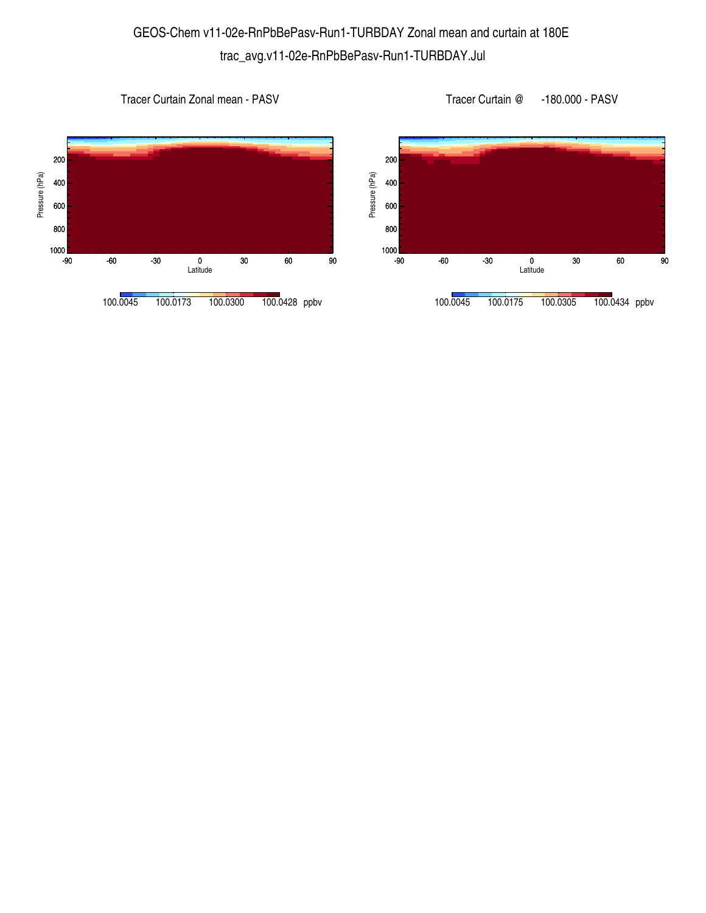GEOS-Chem v11-02e-RnPbBePasv-Run1-TURBDAY Zonal mean and curtain at 180E

trac_avg.v11-02e-RnPbBePasv-Run1-TURBDAY.Jul

Tracer Curtain Zonal mean - PASV

Pressure (hPa)

200
400
600
800
1000

-90 -60 -30 0 30 60 90

Latitude

100.0045 100.0173 100.0300 100.0428 ppbv

Tracer Curtain @ -180.000 - PASV

Pressure (hPa)

200
400
600
800
1000

-90 -60 -30 0 30 60 90

Latitude

100.0045 100.0175 100.0305 100.0434 ppbv